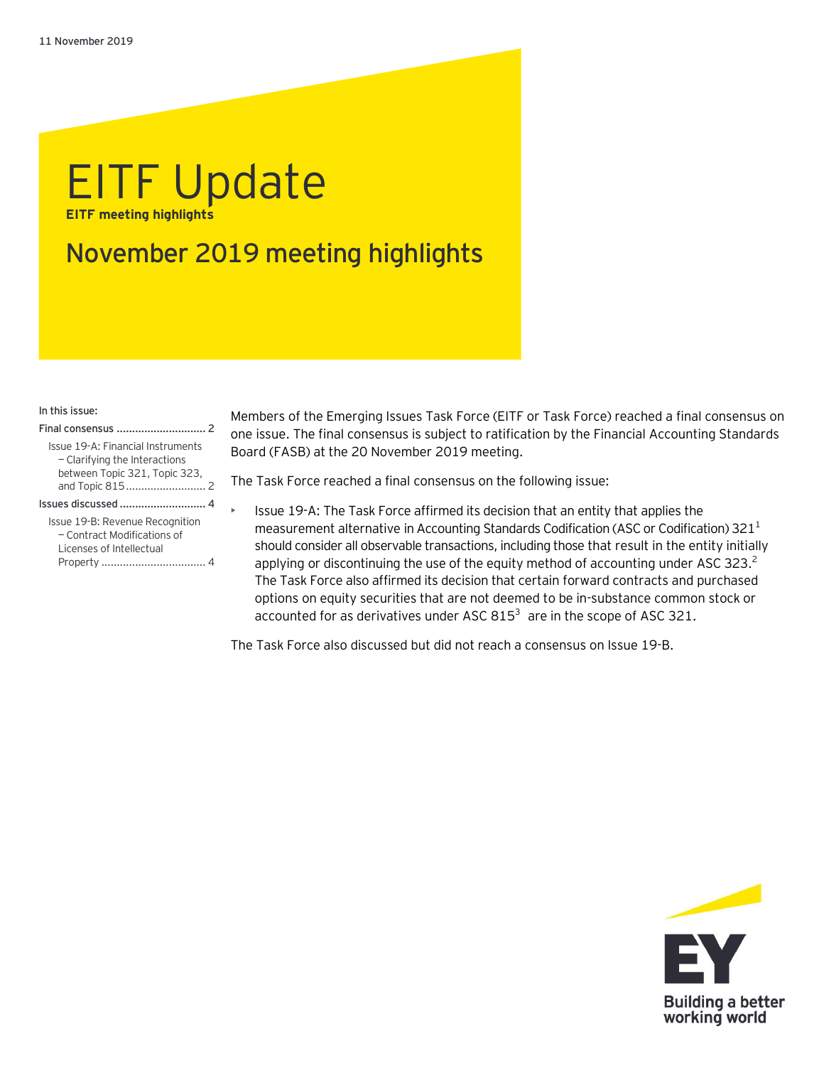11 November 2019

# EITF Update

**EITF meeting highlights**

## November 2019 meeting highlights

In this issue:

Final consensus ............................ 2

Issue 19-A: Financial Instruments — Clarifying the Interactions between Topic 321, Topic 323, and Topic 815 .......................... 2

Issues discussed ............................ 4

Issue 19-B: Revenue Recognition — Contract Modifications of Licenses of Intellectual Property ................................. 4

Members of the Emerging Issues Task Force (EITF or Task Force) reached a final consensus on one issue. The final consensus is subject to ratification by the Financial Accounting Standards Board (FASB) at the 20 November 2019 meeting.

The Task Force reached a final consensus on the following issue:

- Issue 19-A: The Task Force affirmed its decision that an entity that applies the measurement alternative in Accounting Standards Codification (ASC or Codification) 321[1] should consider all observable transactions, including those that result in the entity initially applying or discontinuing the use of the equity method of accounting under ASC 323.[2] The Task Force also affirmed its decision that certain forward contracts and purchased options on equity securities that are not deemed to be in-substance common stock or accounted for as derivatives under ASC 815[3] are in the scope of ASC 321.

The Task Force also discussed but did not reach a consensus on Issue 19-B.

Building a better working world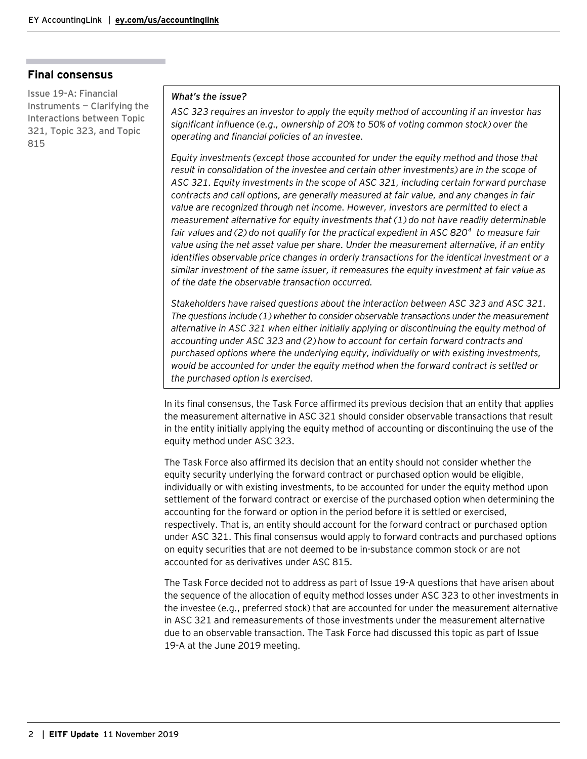## Final consensus

Issue 19-A: Financial Instruments — Clarifying the Interactions between Topic 321, Topic 323, and Topic 815

> ***What's the issue?***
>
> *ASC 323 requires an investor to apply the equity method of accounting if an investor has significant influence (e.g., ownership of 20% to 50% of voting common stock) over the operating and financial policies of an investee.*
>
> *Equity investments (except those accounted for under the equity method and those that result in consolidation of the investee and certain other investments) are in the scope of ASC 321. Equity investments in the scope of ASC 321, including certain forward purchase contracts and call options, are generally measured at fair value, and any changes in fair value are recognized through net income. However, investors are permitted to elect a measurement alternative for equity investments that (1) do not have readily determinable fair values and (2) do not qualify for the practical expedient in ASC 820[4] to measure fair value using the net asset value per share. Under the measurement alternative, if an entity identifies observable price changes in orderly transactions for the identical investment or a similar investment of the same issuer, it remeasures the equity investment at fair value as of the date the observable transaction occurred.*
>
> *Stakeholders have raised questions about the interaction between ASC 323 and ASC 321. The questions include (1) whether to consider observable transactions under the measurement alternative in ASC 321 when either initially applying or discontinuing the equity method of accounting under ASC 323 and (2) how to account for certain forward contracts and purchased options where the underlying equity, individually or with existing investments, would be accounted for under the equity method when the forward contract is settled or the purchased option is exercised.*

In its final consensus, the Task Force affirmed its previous decision that an entity that applies the measurement alternative in ASC 321 should consider observable transactions that result in the entity initially applying the equity method of accounting or discontinuing the use of the equity method under ASC 323.

The Task Force also affirmed its decision that an entity should not consider whether the equity security underlying the forward contract or purchased option would be eligible, individually or with existing investments, to be accounted for under the equity method upon settlement of the forward contract or exercise of the purchased option when determining the accounting for the forward or option in the period before it is settled or exercised, respectively. That is, an entity should account for the forward contract or purchased option under ASC 321. This final consensus would apply to forward contracts and purchased options on equity securities that are not deemed to be in-substance common stock or are not accounted for as derivatives under ASC 815.

The Task Force decided not to address as part of Issue 19-A questions that have arisen about the sequence of the allocation of equity method losses under ASC 323 to other investments in the investee (e.g., preferred stock) that are accounted for under the measurement alternative in ASC 321 and remeasurements of those investments under the measurement alternative due to an observable transaction. The Task Force had discussed this topic as part of Issue 19-A at the June 2019 meeting.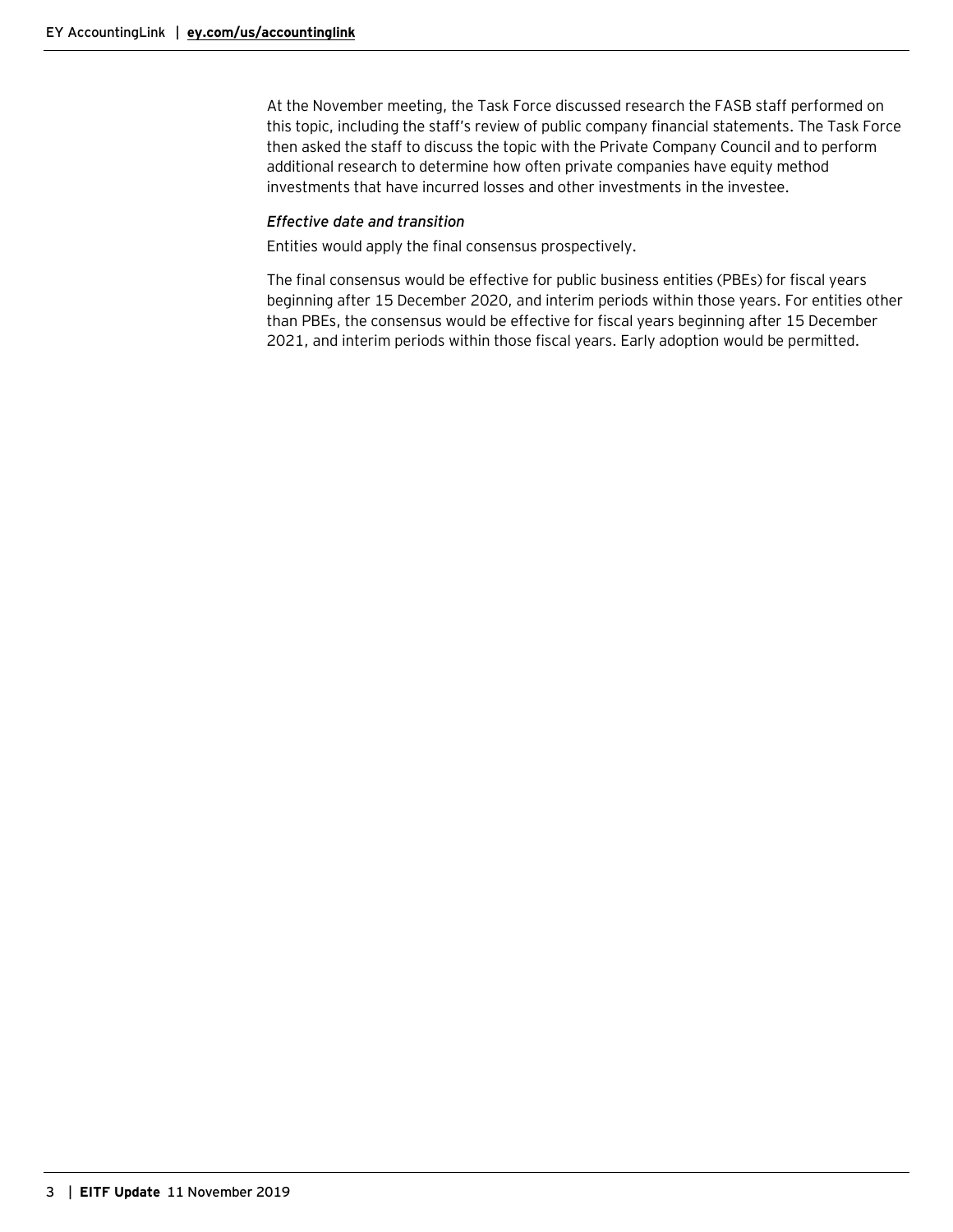At the November meeting, the Task Force discussed research the FASB staff performed on this topic, including the staff's review of public company financial statements. The Task Force then asked the staff to discuss the topic with the Private Company Council and to perform additional research to determine how often private companies have equity method investments that have incurred losses and other investments in the investee.

*Effective date and transition*

Entities would apply the final consensus prospectively.

The final consensus would be effective for public business entities (PBEs) for fiscal years beginning after 15 December 2020, and interim periods within those years. For entities other than PBEs, the consensus would be effective for fiscal years beginning after 15 December 2021, and interim periods within those fiscal years. Early adoption would be permitted.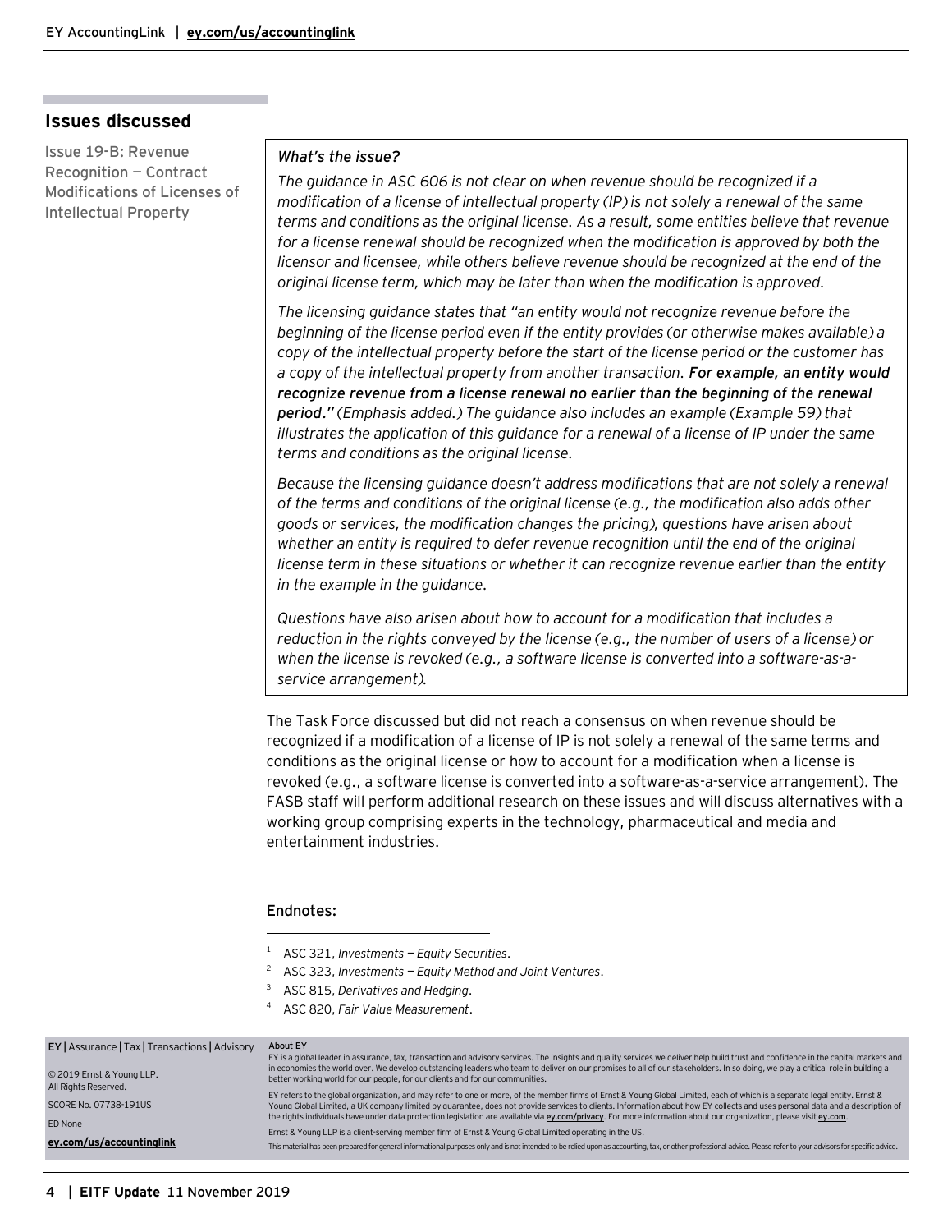## Issues discussed

Issue 19-B: Revenue Recognition — Contract Modifications of Licenses of Intellectual Property

> ***What's the issue?***
>
> *The guidance in ASC 606 is not clear on when revenue should be recognized if a modification of a license of intellectual property (IP) is not solely a renewal of the same terms and conditions as the original license. As a result, some entities believe that revenue for a license renewal should be recognized when the modification is approved by both the licensor and licensee, while others believe revenue should be recognized at the end of the original license term, which may be later than when the modification is approved.*
>
> *The licensing guidance states that "an entity would not recognize revenue before the beginning of the license period even if the entity provides (or otherwise makes available) a copy of the intellectual property before the start of the license period or the customer has a copy of the intellectual property from another transaction.* ***For example, an entity would recognize revenue from a license renewal no earlier than the beginning of the renewal period."*** *(Emphasis added.) The guidance also includes an example (Example 59) that illustrates the application of this guidance for a renewal of a license of IP under the same terms and conditions as the original license.*
>
> *Because the licensing guidance doesn't address modifications that are not solely a renewal of the terms and conditions of the original license (e.g., the modification also adds other goods or services, the modification changes the pricing), questions have arisen about whether an entity is required to defer revenue recognition until the end of the original license term in these situations or whether it can recognize revenue earlier than the entity in the example in the guidance.*
>
> *Questions have also arisen about how to account for a modification that includes a reduction in the rights conveyed by the license (e.g., the number of users of a license) or when the license is revoked (e.g., a software license is converted into a software-as-a-service arrangement).*

The Task Force discussed but did not reach a consensus on when revenue should be recognized if a modification of a license of IP is not solely a renewal of the same terms and conditions as the original license or how to account for a modification when a license is revoked (e.g., a software license is converted into a software-as-a-service arrangement). The FASB staff will perform additional research on these issues and will discuss alternatives with a working group comprising experts in the technology, pharmaceutical and media and entertainment industries.

### Endnotes:

[1] ASC 321, *Investments — Equity Securities*.

[2] ASC 323, *Investments — Equity Method and Joint Ventures*.

[3] ASC 815, *Derivatives and Hedging*.

[4] ASC 820, *Fair Value Measurement*.

---

EY | Assurance | Tax | Transactions | Advisory

© 2019 Ernst & Young LLP.
All Rights Reserved.

SCORE No. 07738-191US

ED None

**ey.com/us/accountinglink**

**About EY**

EY is a global leader in assurance, tax, transaction and advisory services. The insights and quality services we deliver help build trust and confidence in the capital markets and in economies the world over. We develop outstanding leaders who team to deliver on our promises to all of our stakeholders. In so doing, we play a critical role in building a better working world for our people, for our clients and for our communities.

EY refers to the global organization, and may refer to one or more, of the member firms of Ernst & Young Global Limited, each of which is a separate legal entity. Ernst & Young Global Limited, a UK company limited by guarantee, does not provide services to clients. Information about how EY collects and uses personal data and a description of the rights individuals have under data protection legislation are available via **ey.com/privacy**. For more information about our organization, please visit **ey.com**.

Ernst & Young LLP is a client-serving member firm of Ernst & Young Global Limited operating in the US.

This material has been prepared for general informational purposes only and is not intended to be relied upon as accounting, tax, or other professional advice. Please refer to your advisors for specific advice.